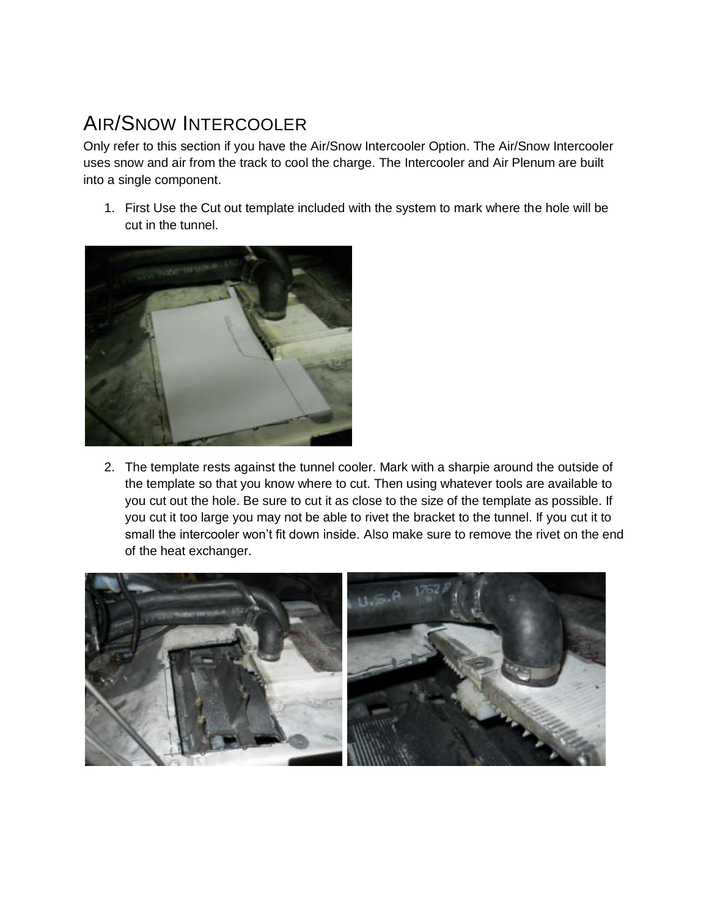# AIR/SNOW INTERCOOLER

Only refer to this section if you have the Air/Snow Intercooler Option. The Air/Snow Intercooler uses snow and air from the track to cool the charge. The Intercooler and Air Plenum are built into a single component.

1. First Use the Cut out template included with the system to mark where the hole will be cut in the tunnel.

2. The template rests against the tunnel cooler. Mark with a sharpie around the outside of the template so that you know where to cut. Then using whatever tools are available to you cut out the hole. Be sure to cut it as close to the size of the template as possible. If you cut it too large you may not be able to rivet the bracket to the tunnel. If you cut it to small the intercooler won't fit down inside. Also make sure to remove the rivet on the end of the heat exchanger.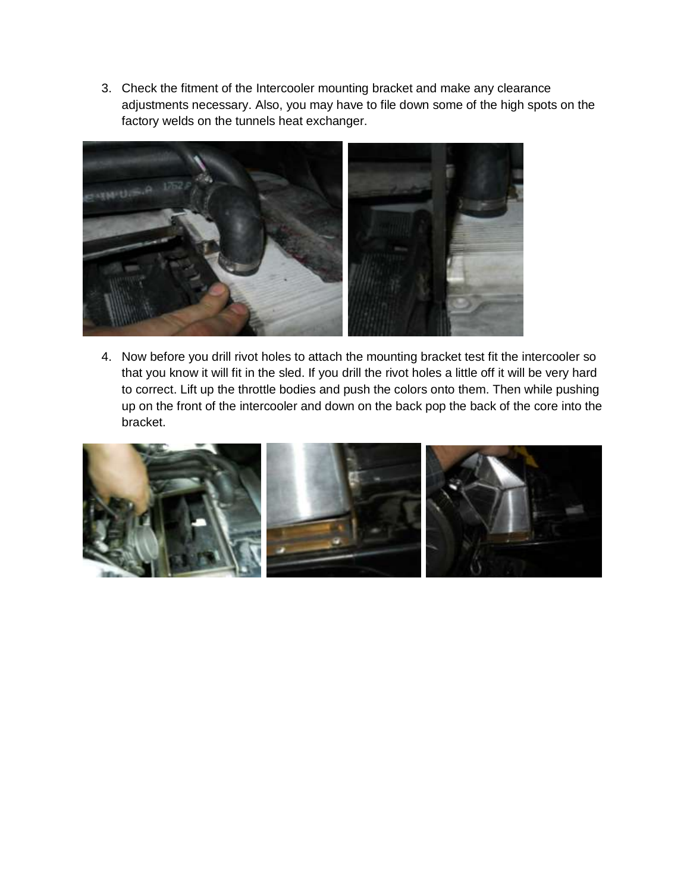3. Check the fitment of the Intercooler mounting bracket and make any clearance adjustments necessary. Also, you may have to file down some of the high spots on the factory welds on the tunnels heat exchanger.

4. Now before you drill rivot holes to attach the mounting bracket test fit the intercooler so that you know it will fit in the sled. If you drill the rivot holes a little off it will be very hard to correct. Lift up the throttle bodies and push the colors onto them. Then while pushing up on the front of the intercooler and down on the back pop the back of the core into the bracket.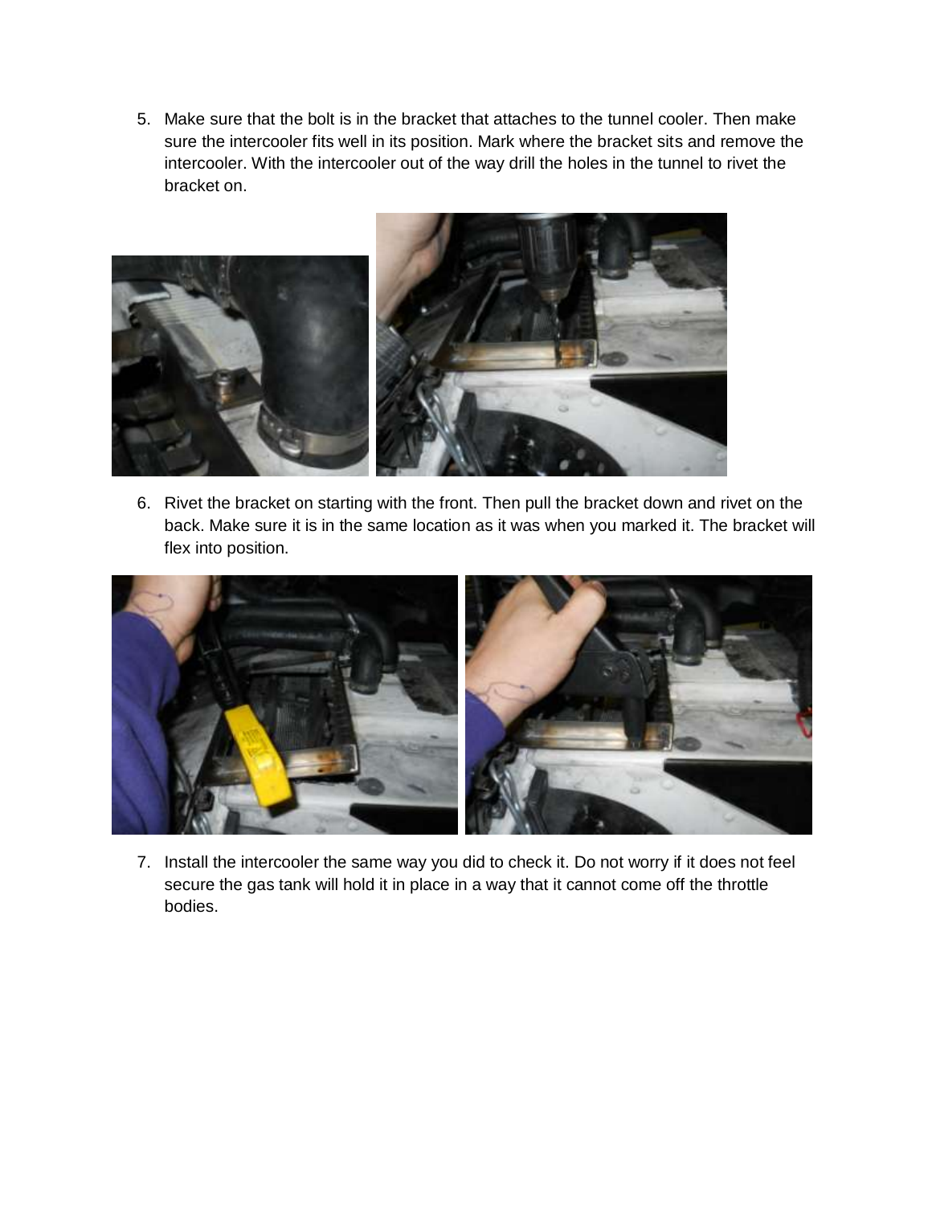5. Make sure that the bolt is in the bracket that attaches to the tunnel cooler. Then make sure the intercooler fits well in its position. Mark where the bracket sits and remove the intercooler. With the intercooler out of the way drill the holes in the tunnel to rivet the bracket on.

6. Rivet the bracket on starting with the front. Then pull the bracket down and rivet on the back. Make sure it is in the same location as it was when you marked it. The bracket will flex into position.

7. Install the intercooler the same way you did to check it. Do not worry if it does not feel secure the gas tank will hold it in place in a way that it cannot come off the throttle bodies.